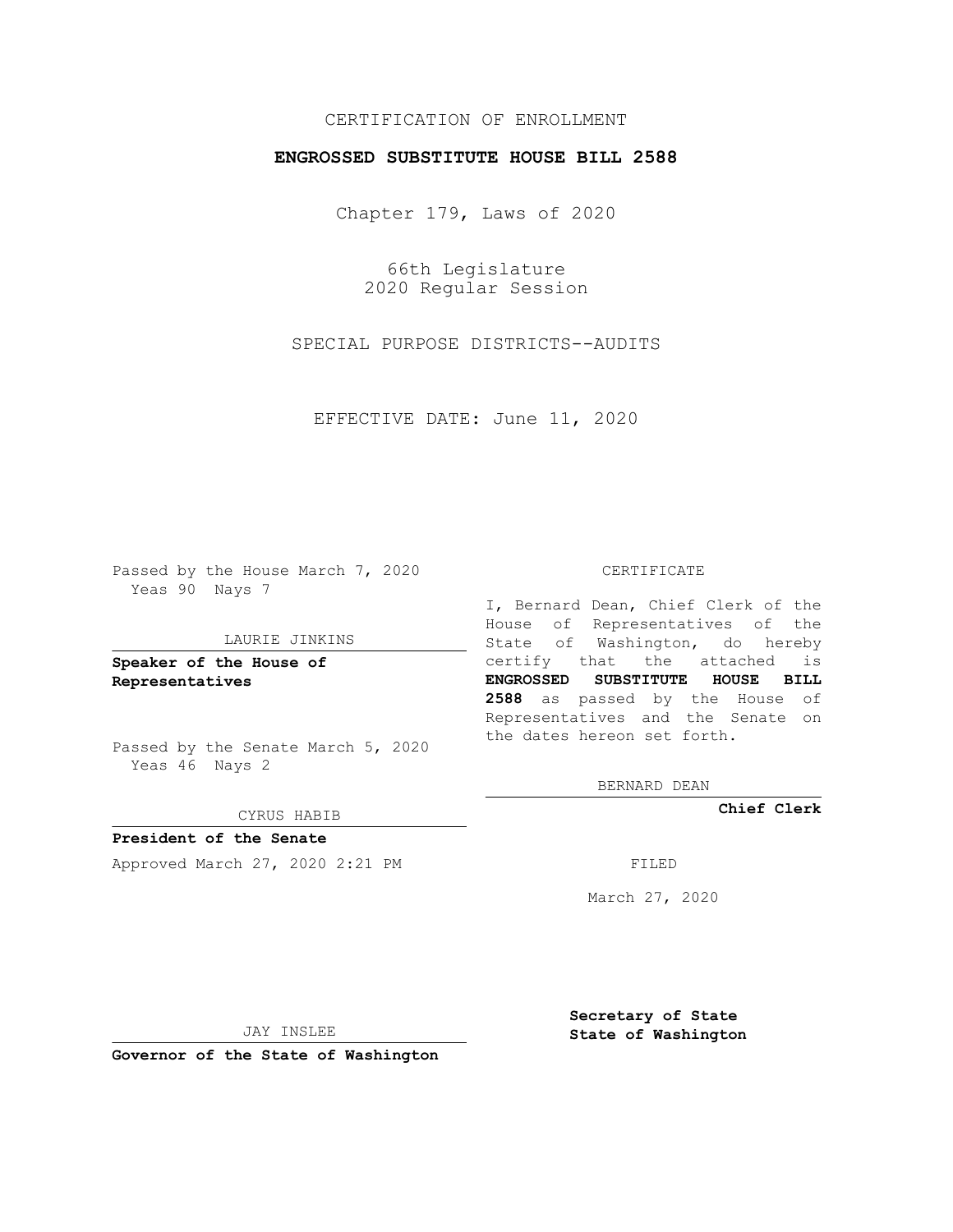CERTIFICATION OF ENROLLMENT

**ENGROSSED SUBSTITUTE HOUSE BILL 2588**

Chapter 179, Laws of 2020

66th Legislature
2020 Regular Session

SPECIAL PURPOSE DISTRICTS--AUDITS

EFFECTIVE DATE: June 11, 2020

Passed by the House March 7, 2020
Yeas 90 Nays 7

LAURIE JINKINS

**Speaker of the House of Representatives**

Passed by the Senate March 5, 2020
Yeas 46 Nays 2

CYRUS HABIB

**President of the Senate**

Approved March 27, 2020 2:21 PM

JAY INSLEE

**Governor of the State of Washington**

CERTIFICATE

I, Bernard Dean, Chief Clerk of the House of Representatives of the State of Washington, do hereby certify that the attached is **ENGROSSED SUBSTITUTE HOUSE BILL 2588** as passed by the House of Representatives and the Senate on the dates hereon set forth.

BERNARD DEAN

**Chief Clerk**

FILED

March 27, 2020

**Secretary of State**
**State of Washington**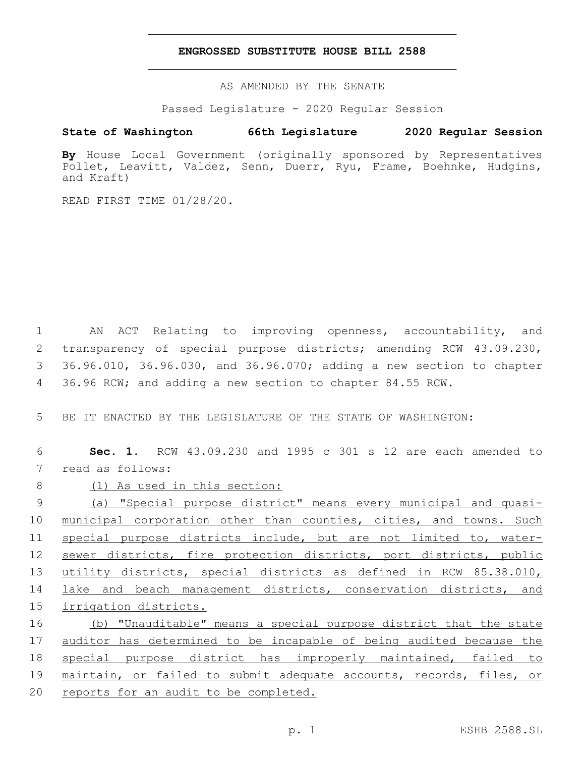# ENGROSSED SUBSTITUTE HOUSE BILL 2588

AS AMENDED BY THE SENATE

Passed Legislature - 2020 Regular Session

**State of Washington 66th Legislature 2020 Regular Session**

**By** House Local Government (originally sponsored by Representatives Pollet, Leavitt, Valdez, Senn, Duerr, Ryu, Frame, Boehnke, Hudgins, and Kraft)

READ FIRST TIME 01/28/20.

AN ACT Relating to improving openness, accountability, and transparency of special purpose districts; amending RCW 43.09.230, 36.96.010, 36.96.030, and 36.96.070; adding a new section to chapter 36.96 RCW; and adding a new section to chapter 84.55 RCW.

BE IT ENACTED BY THE LEGISLATURE OF THE STATE OF WASHINGTON:

**Sec. 1.** RCW 43.09.230 and 1995 c 301 s 12 are each amended to read as follows:

(1) As used in this section:

(a) "Special purpose district" means every municipal and quasi-municipal corporation other than counties, cities, and towns. Such special purpose districts include, but are not limited to, water-sewer districts, fire protection districts, port districts, public utility districts, special districts as defined in RCW 85.38.010, lake and beach management districts, conservation districts, and irrigation districts.

(b) "Unauditable" means a special purpose district that the state auditor has determined to be incapable of being audited because the special purpose district has improperly maintained, failed to maintain, or failed to submit adequate accounts, records, files, or reports for an audit to be completed.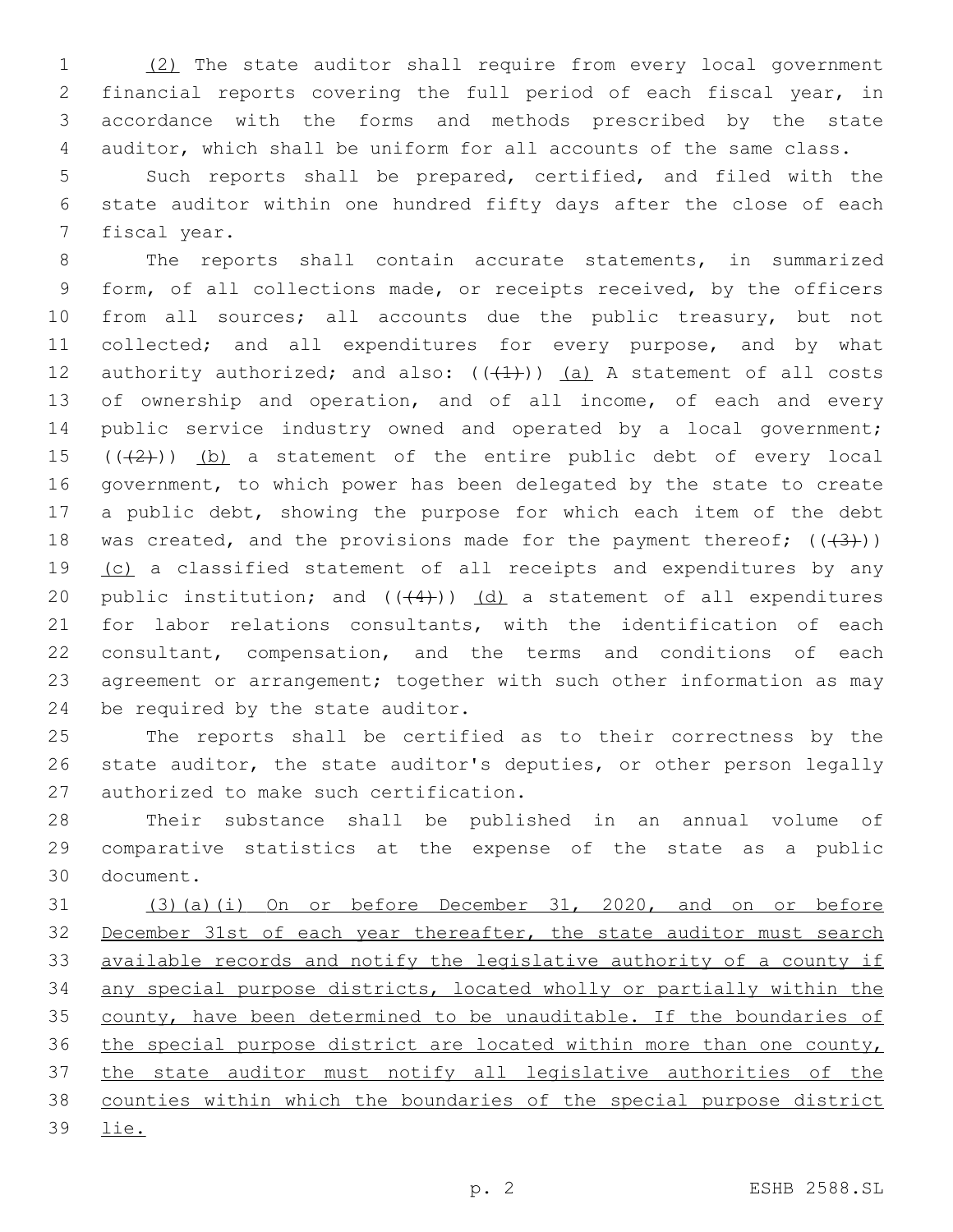(2) The state auditor shall require from every local government financial reports covering the full period of each fiscal year, in accordance with the forms and methods prescribed by the state auditor, which shall be uniform for all accounts of the same class.

Such reports shall be prepared, certified, and filed with the state auditor within one hundred fifty days after the close of each fiscal year.

The reports shall contain accurate statements, in summarized form, of all collections made, or receipts received, by the officers from all sources; all accounts due the public treasury, but not collected; and all expenditures for every purpose, and by what authority authorized; and also: ((~~(1)~~)) (a) A statement of all costs of ownership and operation, and of all income, of each and every public service industry owned and operated by a local government; ((~~(2)~~)) (b) a statement of the entire public debt of every local government, to which power has been delegated by the state to create a public debt, showing the purpose for which each item of the debt was created, and the provisions made for the payment thereof; ((~~(3)~~)) (c) a classified statement of all receipts and expenditures by any public institution; and ((~~(4)~~)) (d) a statement of all expenditures for labor relations consultants, with the identification of each consultant, compensation, and the terms and conditions of each agreement or arrangement; together with such other information as may be required by the state auditor.

The reports shall be certified as to their correctness by the state auditor, the state auditor's deputies, or other person legally authorized to make such certification.

Their substance shall be published in an annual volume of comparative statistics at the expense of the state as a public document.

(3)(a)(i) On or before December 31, 2020, and on or before December 31st of each year thereafter, the state auditor must search available records and notify the legislative authority of a county if any special purpose districts, located wholly or partially within the county, have been determined to be unauditable. If the boundaries of the special purpose district are located within more than one county, the state auditor must notify all legislative authorities of the counties within which the boundaries of the special purpose district lie.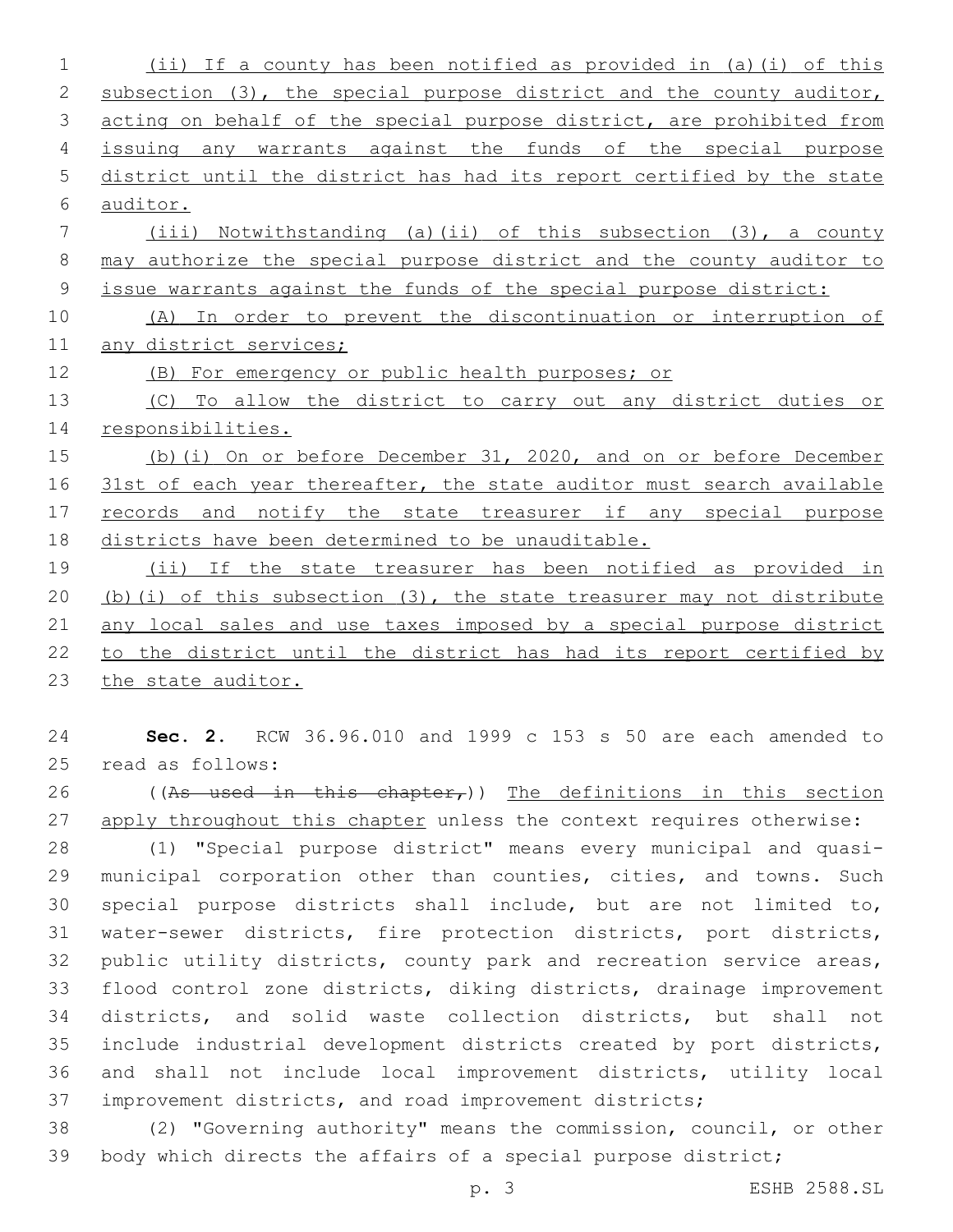(ii) If a county has been notified as provided in (a)(i) of this subsection (3), the special purpose district and the county auditor, acting on behalf of the special purpose district, are prohibited from issuing any warrants against the funds of the special purpose district until the district has had its report certified by the state auditor.

(iii) Notwithstanding (a)(ii) of this subsection (3), a county may authorize the special purpose district and the county auditor to issue warrants against the funds of the special purpose district:

(A) In order to prevent the discontinuation or interruption of any district services;

(B) For emergency or public health purposes; or

(C) To allow the district to carry out any district duties or responsibilities.

(b)(i) On or before December 31, 2020, and on or before December 31st of each year thereafter, the state auditor must search available records and notify the state treasurer if any special purpose districts have been determined to be unauditable.

(ii) If the state treasurer has been notified as provided in (b)(i) of this subsection (3), the state treasurer may not distribute any local sales and use taxes imposed by a special purpose district to the district until the district has had its report certified by the state auditor.

**Sec. 2.** RCW 36.96.010 and 1999 c 153 s 50 are each amended to read as follows:

((~~As used in this chapter,~~)) The definitions in this section apply throughout this chapter unless the context requires otherwise:

(1) "Special purpose district" means every municipal and quasi-municipal corporation other than counties, cities, and towns. Such special purpose districts shall include, but are not limited to, water-sewer districts, fire protection districts, port districts, public utility districts, county park and recreation service areas, flood control zone districts, diking districts, drainage improvement districts, and solid waste collection districts, but shall not include industrial development districts created by port districts, and shall not include local improvement districts, utility local improvement districts, and road improvement districts;

(2) "Governing authority" means the commission, council, or other body which directs the affairs of a special purpose district;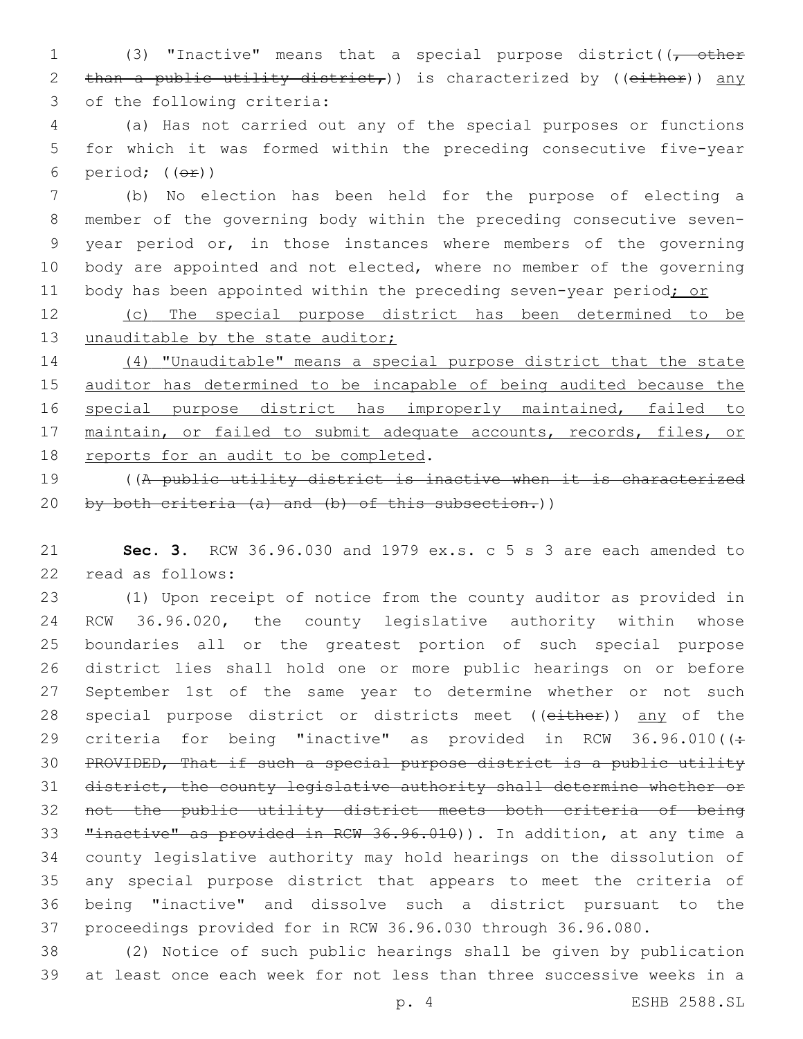(3) "Inactive" means that a special purpose district((~~, other than a public utility district,~~)) is characterized by ((~~either~~)) <u>any</u> of the following criteria:

(a) Has not carried out any of the special purposes or functions for which it was formed within the preceding consecutive five-year period; ((~~or~~))

(b) No election has been held for the purpose of electing a member of the governing body within the preceding consecutive seven-year period or, in those instances where members of the governing body are appointed and not elected, where no member of the governing body has been appointed within the preceding seven-year period<u>; or</u>

<u>(c) The special purpose district has been determined to be unauditable by the state auditor;</u>

<u>(4) "Unauditable" means a special purpose district that the state auditor has determined to be incapable of being audited because the special purpose district has improperly maintained, failed to maintain, or failed to submit adequate accounts, records, files, or reports for an audit to be completed</u>.

((~~A public utility district is inactive when it is characterized by both criteria (a) and (b) of this subsection.~~))

**Sec. 3.** RCW 36.96.030 and 1979 ex.s. c 5 s 3 are each amended to read as follows:

(1) Upon receipt of notice from the county auditor as provided in RCW 36.96.020, the county legislative authority within whose boundaries all or the greatest portion of such special purpose district lies shall hold one or more public hearings on or before September 1st of the same year to determine whether or not such special purpose district or districts meet ((~~either~~)) <u>any</u> of the criteria for being "inactive" as provided in RCW 36.96.010((~~: PROVIDED, That if such a special purpose district is a public utility district, the county legislative authority shall determine whether or not the public utility district meets both criteria of being "inactive" as provided in RCW 36.96.010~~)). In addition, at any time a county legislative authority may hold hearings on the dissolution of any special purpose district that appears to meet the criteria of being "inactive" and dissolve such a district pursuant to the proceedings provided for in RCW 36.96.030 through 36.96.080.

(2) Notice of such public hearings shall be given by publication at least once each week for not less than three successive weeks in a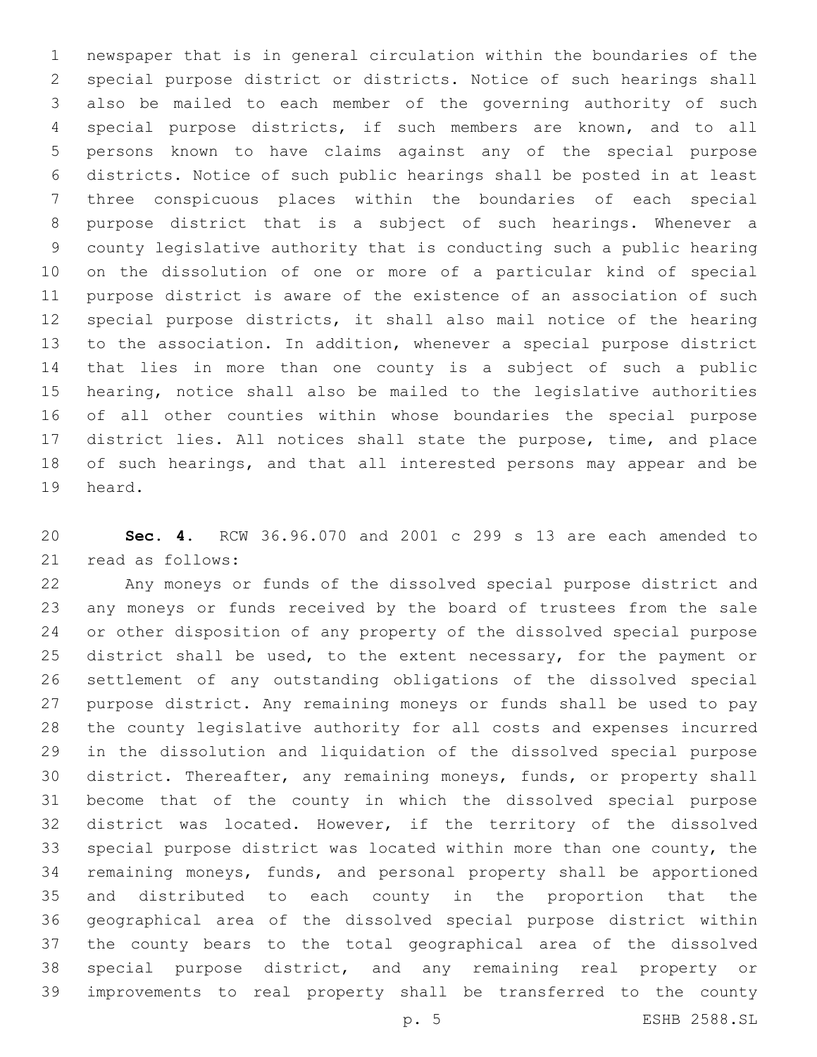newspaper that is in general circulation within the boundaries of the special purpose district or districts. Notice of such hearings shall also be mailed to each member of the governing authority of such special purpose districts, if such members are known, and to all persons known to have claims against any of the special purpose districts. Notice of such public hearings shall be posted in at least three conspicuous places within the boundaries of each special purpose district that is a subject of such hearings. Whenever a county legislative authority that is conducting such a public hearing on the dissolution of one or more of a particular kind of special purpose district is aware of the existence of an association of such special purpose districts, it shall also mail notice of the hearing to the association. In addition, whenever a special purpose district that lies in more than one county is a subject of such a public hearing, notice shall also be mailed to the legislative authorities of all other counties within whose boundaries the special purpose district lies. All notices shall state the purpose, time, and place of such hearings, and that all interested persons may appear and be heard.

**Sec. 4.** RCW 36.96.070 and 2001 c 299 s 13 are each amended to read as follows:

Any moneys or funds of the dissolved special purpose district and any moneys or funds received by the board of trustees from the sale or other disposition of any property of the dissolved special purpose district shall be used, to the extent necessary, for the payment or settlement of any outstanding obligations of the dissolved special purpose district. Any remaining moneys or funds shall be used to pay the county legislative authority for all costs and expenses incurred in the dissolution and liquidation of the dissolved special purpose district. Thereafter, any remaining moneys, funds, or property shall become that of the county in which the dissolved special purpose district was located. However, if the territory of the dissolved special purpose district was located within more than one county, the remaining moneys, funds, and personal property shall be apportioned and distributed to each county in the proportion that the geographical area of the dissolved special purpose district within the county bears to the total geographical area of the dissolved special purpose district, and any remaining real property or improvements to real property shall be transferred to the county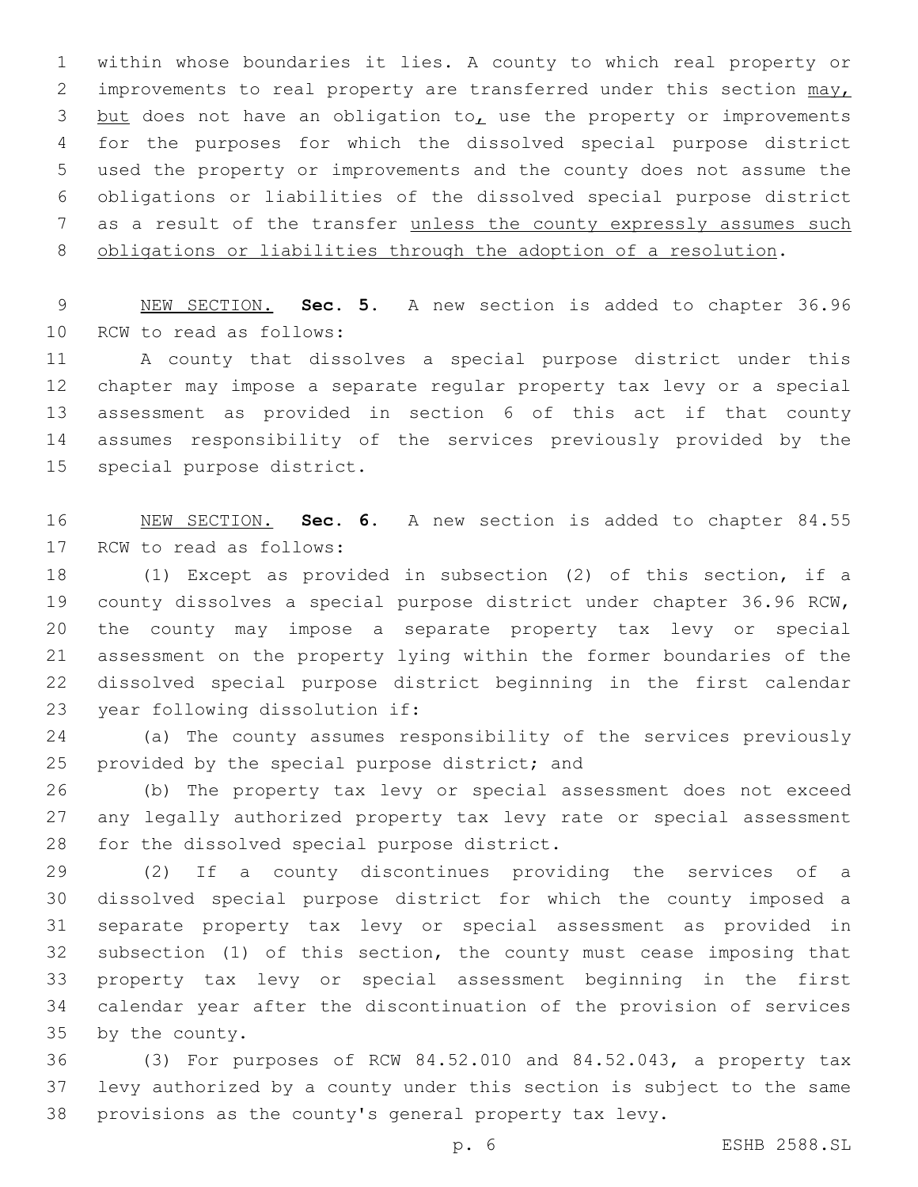within whose boundaries it lies. A county to which real property or improvements to real property are transferred under this section may, but does not have an obligation to, use the property or improvements for the purposes for which the dissolved special purpose district used the property or improvements and the county does not assume the obligations or liabilities of the dissolved special purpose district as a result of the transfer unless the county expressly assumes such obligations or liabilities through the adoption of a resolution.

NEW SECTION. **Sec. 5.** A new section is added to chapter 36.96 RCW to read as follows:

A county that dissolves a special purpose district under this chapter may impose a separate regular property tax levy or a special assessment as provided in section 6 of this act if that county assumes responsibility of the services previously provided by the special purpose district.

NEW SECTION. **Sec. 6.** A new section is added to chapter 84.55 RCW to read as follows:

(1) Except as provided in subsection (2) of this section, if a county dissolves a special purpose district under chapter 36.96 RCW, the county may impose a separate property tax levy or special assessment on the property lying within the former boundaries of the dissolved special purpose district beginning in the first calendar year following dissolution if:

(a) The county assumes responsibility of the services previously provided by the special purpose district; and

(b) The property tax levy or special assessment does not exceed any legally authorized property tax levy rate or special assessment for the dissolved special purpose district.

(2) If a county discontinues providing the services of a dissolved special purpose district for which the county imposed a separate property tax levy or special assessment as provided in subsection (1) of this section, the county must cease imposing that property tax levy or special assessment beginning in the first calendar year after the discontinuation of the provision of services by the county.

(3) For purposes of RCW 84.52.010 and 84.52.043, a property tax levy authorized by a county under this section is subject to the same provisions as the county's general property tax levy.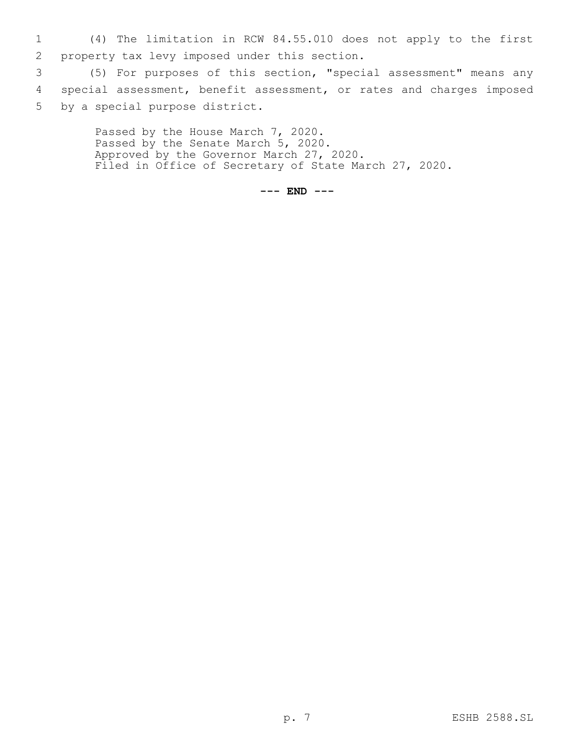(4) The limitation in RCW 84.55.010 does not apply to the first property tax levy imposed under this section.

(5) For purposes of this section, "special assessment" means any special assessment, benefit assessment, or rates and charges imposed by a special purpose district.

Passed by the House March 7, 2020.
Passed by the Senate March 5, 2020.
Approved by the Governor March 27, 2020.
Filed in Office of Secretary of State March 27, 2020.

**--- END ---**